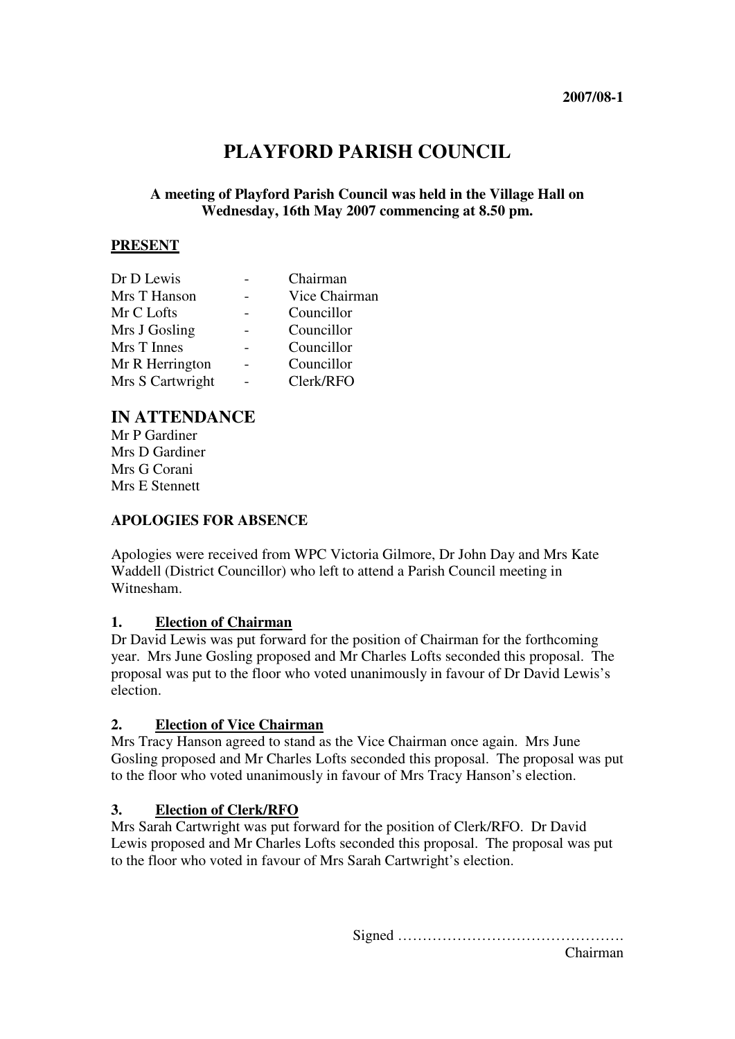2007/08-1

# PLAYFORD PARISH COUNCIL

**A meeting of Playford Parish Council was held in the Village Hall on Wednesday, 16th May 2007 commencing at 8.50 pm.**

**PRESENT**

| | | |
|---|---|---|
| Dr D Lewis | - | Chairman |
| Mrs T Hanson | - | Vice Chairman |
| Mr C Lofts | - | Councillor |
| Mrs J Gosling | - | Councillor |
| Mrs T Innes | - | Councillor |
| Mr R Herrington | - | Councillor |
| Mrs S Cartwright | - | Clerk/RFO |

## IN ATTENDANCE

Mr P Gardiner
Mrs D Gardiner
Mrs G Corani
Mrs E Stennett

**APOLOGIES FOR ABSENCE**

Apologies were received from WPC Victoria Gilmore, Dr John Day and Mrs Kate Waddell (District Councillor) who left to attend a Parish Council meeting in Witnesham.

**1. Election of Chairman**

Dr David Lewis was put forward for the position of Chairman for the forthcoming year. Mrs June Gosling proposed and Mr Charles Lofts seconded this proposal. The proposal was put to the floor who voted unanimously in favour of Dr David Lewis's election.

**2. Election of Vice Chairman**

Mrs Tracy Hanson agreed to stand as the Vice Chairman once again. Mrs June Gosling proposed and Mr Charles Lofts seconded this proposal. The proposal was put to the floor who voted unanimously in favour of Mrs Tracy Hanson's election.

**3. Election of Clerk/RFO**

Mrs Sarah Cartwright was put forward for the position of Clerk/RFO. Dr David Lewis proposed and Mr Charles Lofts seconded this proposal. The proposal was put to the floor who voted in favour of Mrs Sarah Cartwright's election.

Signed ……………………………………….
Chairman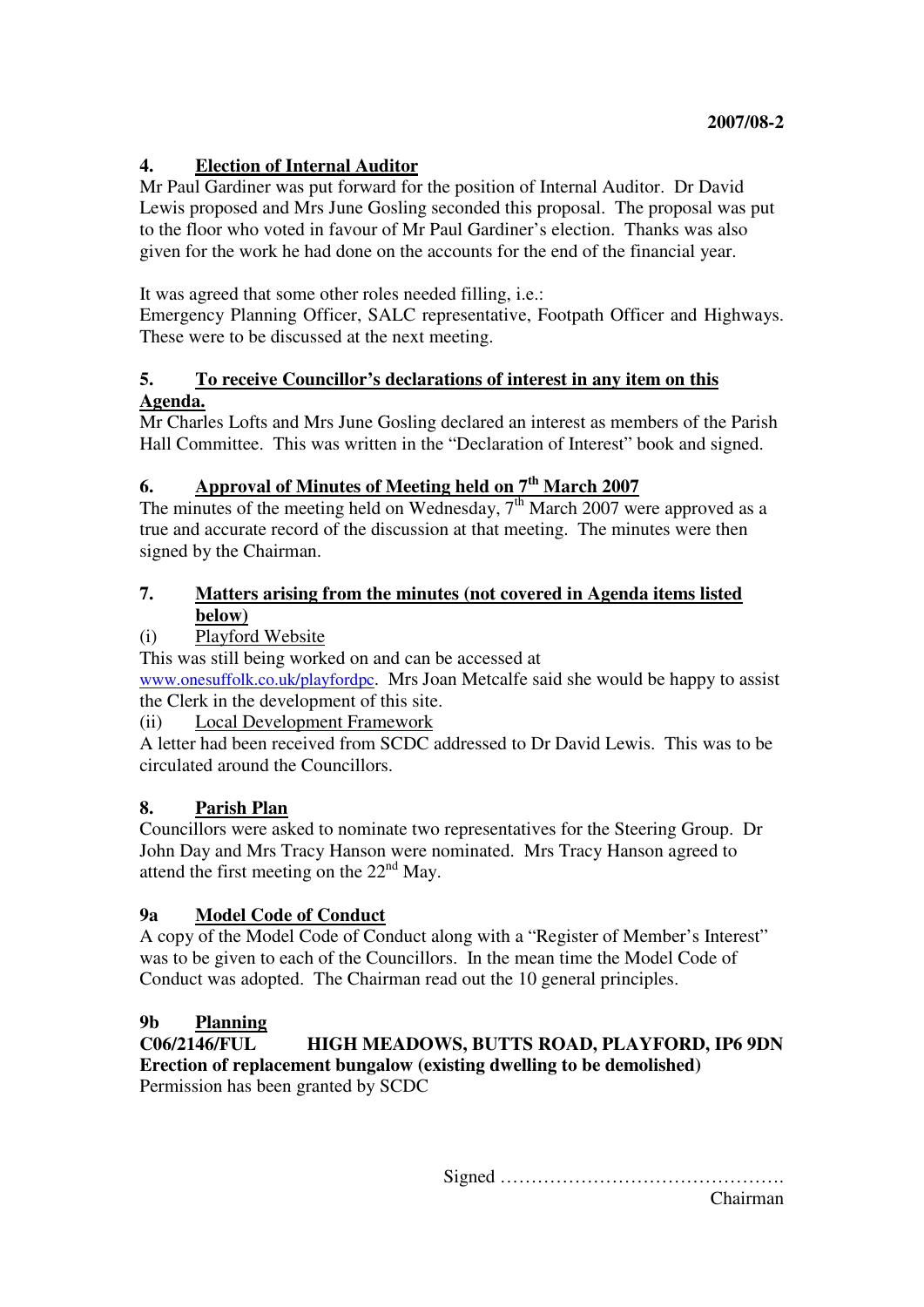2007/08-2

## 4. Election of Internal Auditor

Mr Paul Gardiner was put forward for the position of Internal Auditor. Dr David Lewis proposed and Mrs June Gosling seconded this proposal. The proposal was put to the floor who voted in favour of Mr Paul Gardiner's election. Thanks was also given for the work he had done on the accounts for the end of the financial year.

It was agreed that some other roles needed filling, i.e.:
Emergency Planning Officer, SALC representative, Footpath Officer and Highways. These were to be discussed at the next meeting.

## 5. To receive Councillor's declarations of interest in any item on this Agenda.

Mr Charles Lofts and Mrs June Gosling declared an interest as members of the Parish Hall Committee. This was written in the "Declaration of Interest" book and signed.

## 6. Approval of Minutes of Meeting held on 7th March 2007

The minutes of the meeting held on Wednesday, 7th March 2007 were approved as a true and accurate record of the discussion at that meeting. The minutes were then signed by the Chairman.

## 7. Matters arising from the minutes (not covered in Agenda items listed below)

(i) Playford Website

This was still being worked on and can be accessed at www.onesuffolk.co.uk/playfordpc. Mrs Joan Metcalfe said she would be happy to assist the Clerk in the development of this site.

(ii) Local Development Framework

A letter had been received from SCDC addressed to Dr David Lewis. This was to be circulated around the Councillors.

## 8. Parish Plan

Councillors were asked to nominate two representatives for the Steering Group. Dr John Day and Mrs Tracy Hanson were nominated. Mrs Tracy Hanson agreed to attend the first meeting on the 22nd May.

## 9a Model Code of Conduct

A copy of the Model Code of Conduct along with a "Register of Member's Interest" was to be given to each of the Councillors. In the mean time the Model Code of Conduct was adopted. The Chairman read out the 10 general principles.

## 9b Planning

**C06/2146/FUL HIGH MEADOWS, BUTTS ROAD, PLAYFORD, IP6 9DN**
**Erection of replacement bungalow (existing dwelling to be demolished)**
Permission has been granted by SCDC

Signed ……………………………………….
Chairman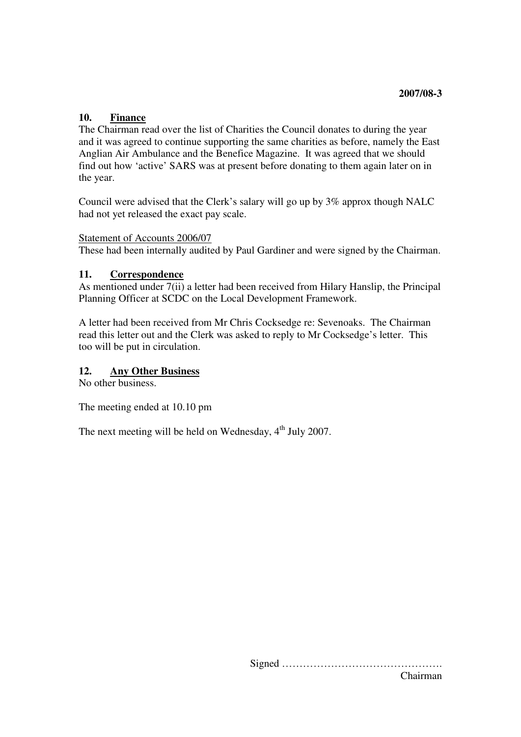**2007/08-3**

## 10. Finance

The Chairman read over the list of Charities the Council donates to during the year and it was agreed to continue supporting the same charities as before, namely the East Anglian Air Ambulance and the Benefice Magazine. It was agreed that we should find out how 'active' SARS was at present before donating to them again later on in the year.

Council were advised that the Clerk's salary will go up by 3% approx though NALC had not yet released the exact pay scale.

Statement of Accounts 2006/07

These had been internally audited by Paul Gardiner and were signed by the Chairman.

## 11. Correspondence

As mentioned under 7(ii) a letter had been received from Hilary Hanslip, the Principal Planning Officer at SCDC on the Local Development Framework.

A letter had been received from Mr Chris Cocksedge re: Sevenoaks. The Chairman read this letter out and the Clerk was asked to reply to Mr Cocksedge's letter. This too will be put in circulation.

## 12. Any Other Business

No other business.

The meeting ended at 10.10 pm

The next meeting will be held on Wednesday, 4th July 2007.

Signed ……………………………………….
Chairman